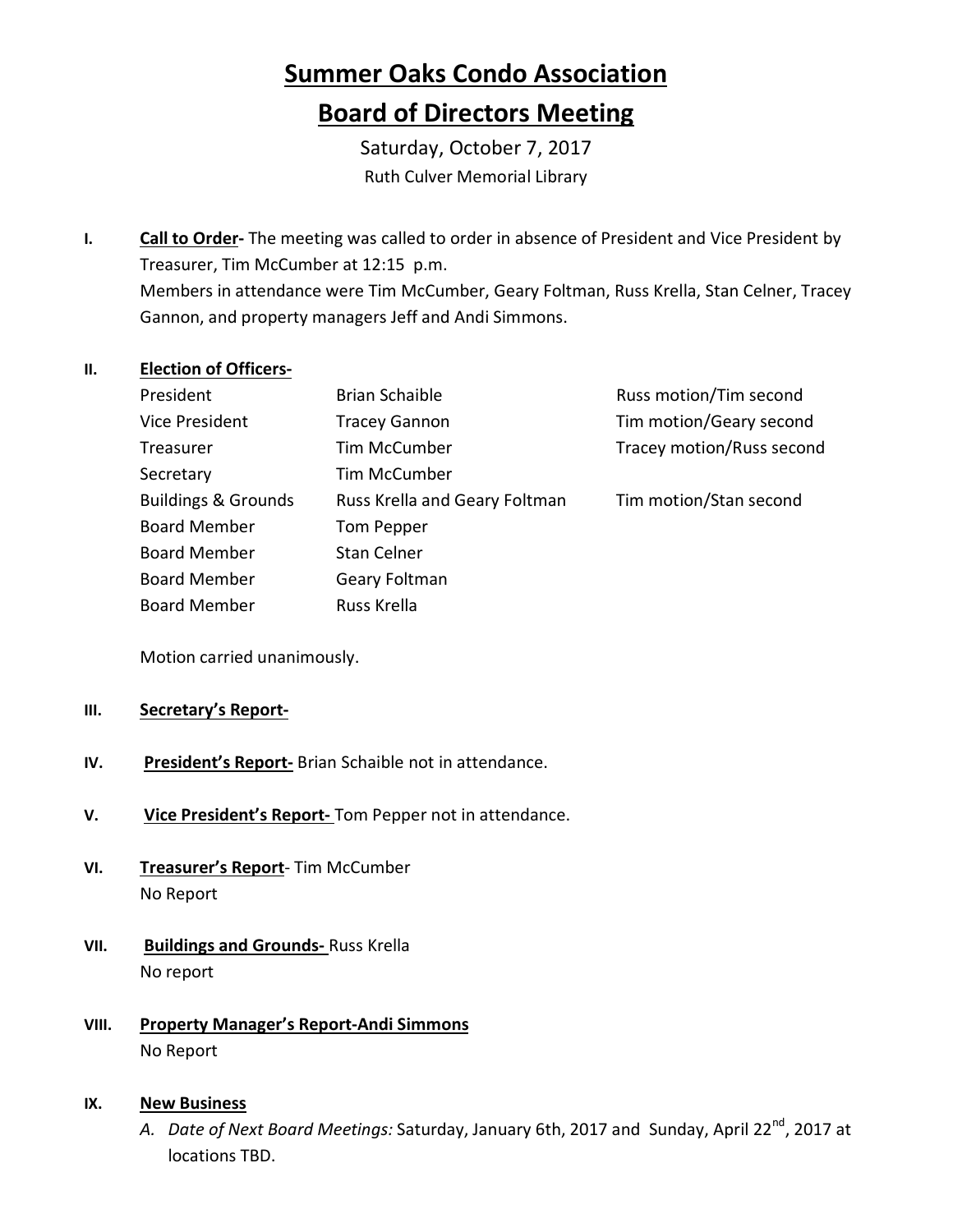# Summer Oaks Condo Association

# Board of Directors Meeting

Saturday, October 7, 2017

Ruth Culver Memorial Library

**I. Call to Order-** The meeting was called to order in absence of President and Vice President by Treasurer, Tim McCumber at 12:15 p.m.
Members in attendance were Tim McCumber, Geary Foltman, Russ Krella, Stan Celner, Tracey Gannon, and property managers Jeff and Andi Simmons.

**II. Election of Officers-**

| | | |
|---|---|---|
| President | Brian Schaible | Russ motion/Tim second |
| Vice President | Tracey Gannon | Tim motion/Geary second |
| Treasurer | Tim McCumber | Tracey motion/Russ second |
| Secretary | Tim McCumber | |
| Buildings & Grounds | Russ Krella and Geary Foltman | Tim motion/Stan second |
| Board Member | Tom Pepper | |
| Board Member | Stan Celner | |
| Board Member | Geary Foltman | |
| Board Member | Russ Krella | |

Motion carried unanimously.

**III. Secretary's Report-**

**IV. President's Report-** Brian Schaible not in attendance.

**V. Vice President's Report-** Tom Pepper not in attendance.

**VI. Treasurer's Report**- Tim McCumber
No Report

**VII. Buildings and Grounds-** Russ Krella
No report

**VIII. Property Manager's Report-Andi Simmons**
No Report

**IX. New Business**

A. *Date of Next Board Meetings:* Saturday, January 6th, 2017 and Sunday, April 22nd, 2017 at locations TBD.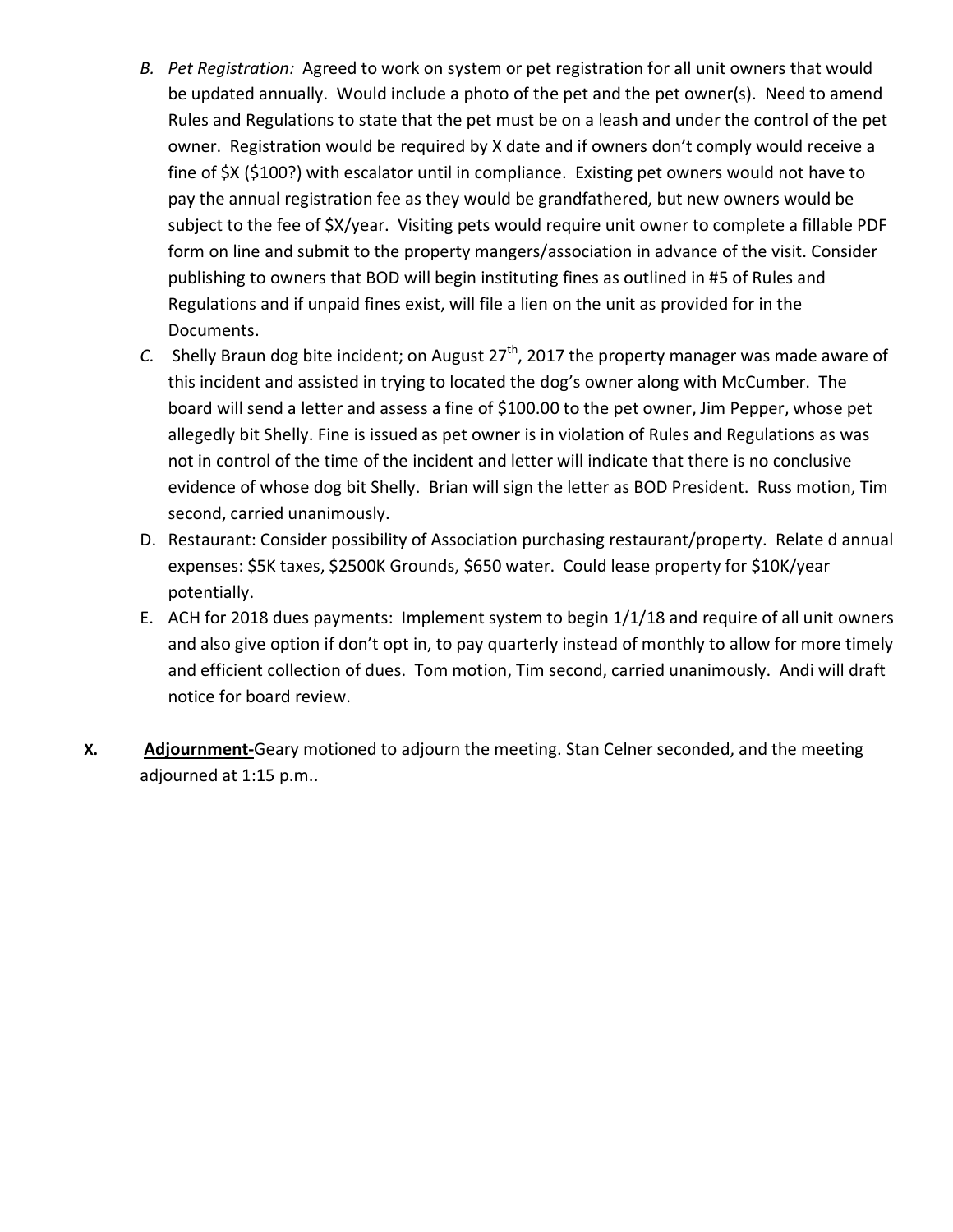B. *Pet Registration:* Agreed to work on system or pet registration for all unit owners that would be updated annually. Would include a photo of the pet and the pet owner(s). Need to amend Rules and Regulations to state that the pet must be on a leash and under the control of the pet owner. Registration would be required by X date and if owners don't comply would receive a fine of $X ($100?) with escalator until in compliance. Existing pet owners would not have to pay the annual registration fee as they would be grandfathered, but new owners would be subject to the fee of $X/year. Visiting pets would require unit owner to complete a fillable PDF form on line and submit to the property mangers/association in advance of the visit. Consider publishing to owners that BOD will begin instituting fines as outlined in #5 of Rules and Regulations and if unpaid fines exist, will file a lien on the unit as provided for in the Documents.

C. Shelly Braun dog bite incident; on August 27th, 2017 the property manager was made aware of this incident and assisted in trying to located the dog's owner along with McCumber. The board will send a letter and assess a fine of $100.00 to the pet owner, Jim Pepper, whose pet allegedly bit Shelly. Fine is issued as pet owner is in violation of Rules and Regulations as was not in control of the time of the incident and letter will indicate that there is no conclusive evidence of whose dog bit Shelly. Brian will sign the letter as BOD President. Russ motion, Tim second, carried unanimously.

D. Restaurant: Consider possibility of Association purchasing restaurant/property. Relate d annual expenses: $5K taxes, $2500K Grounds, $650 water. Could lease property for $10K/year potentially.

E. ACH for 2018 dues payments: Implement system to begin 1/1/18 and require of all unit owners and also give option if don't opt in, to pay quarterly instead of monthly to allow for more timely and efficient collection of dues. Tom motion, Tim second, carried unanimously. Andi will draft notice for board review.

**X.** **Adjournment-**Geary motioned to adjourn the meeting. Stan Celner seconded, and the meeting adjourned at 1:15 p.m..